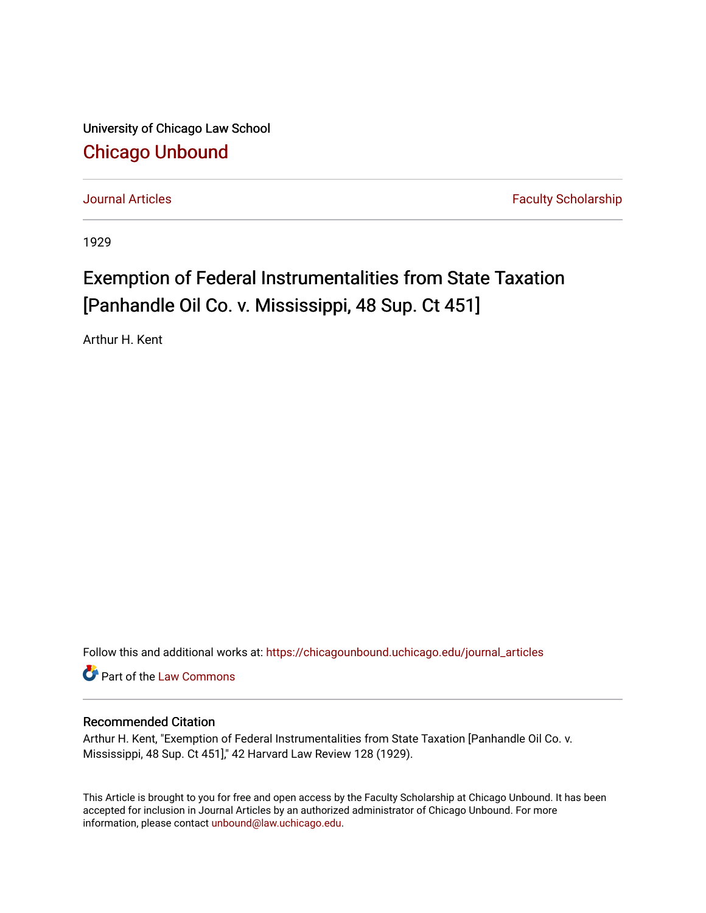University of Chicago Law School

## Chicago Unbound

Journal Articles | Faculty Scholarship

1929

# Exemption of Federal Instrumentalities from State Taxation [Panhandle Oil Co. v. Mississippi, 48 Sup. Ct 451]

Arthur H. Kent

Follow this and additional works at: https://chicagounbound.uchicago.edu/journal_articles

Part of the Law Commons

### Recommended Citation

Arthur H. Kent, "Exemption of Federal Instrumentalities from State Taxation [Panhandle Oil Co. v. Mississippi, 48 Sup. Ct 451]," 42 Harvard Law Review 128 (1929).

This Article is brought to you for free and open access by the Faculty Scholarship at Chicago Unbound. It has been accepted for inclusion in Journal Articles by an authorized administrator of Chicago Unbound. For more information, please contact unbound@law.uchicago.edu.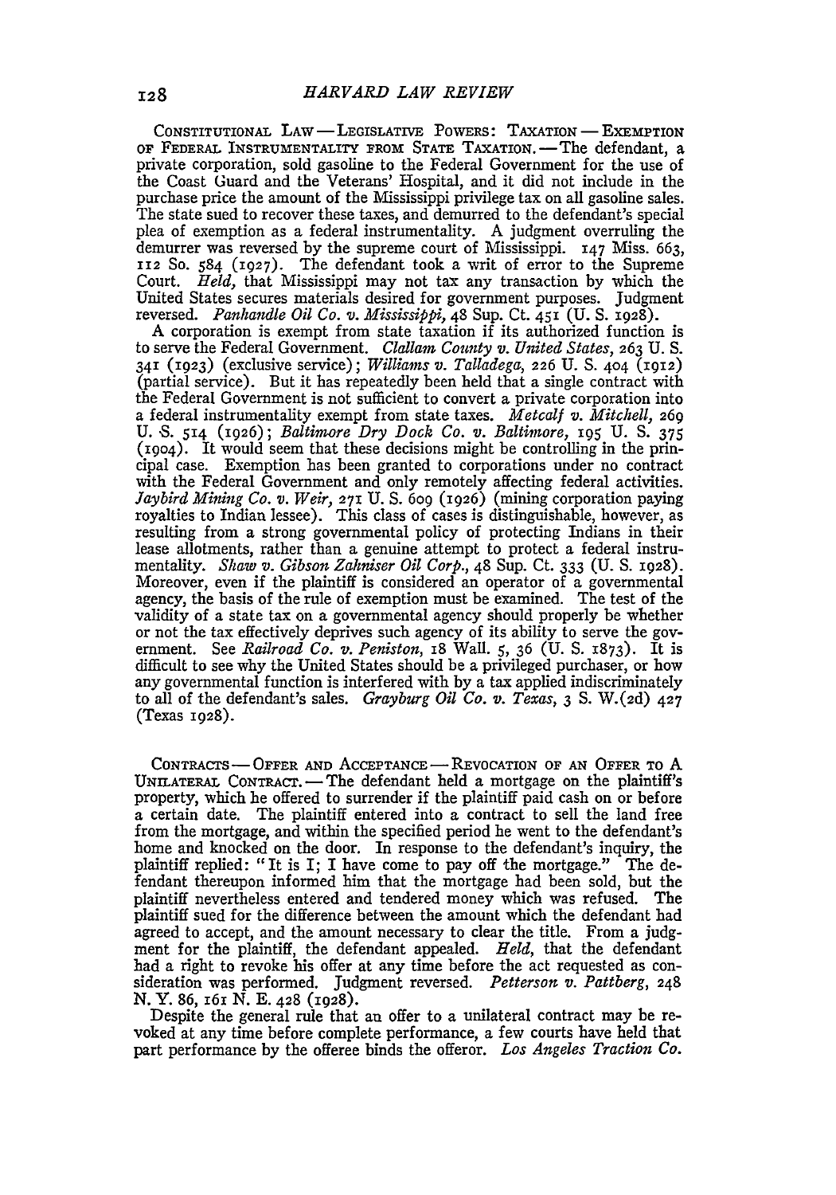CONSTITUTIONAL LAW — LEGISLATIVE POWERS: TAXATION — EXEMPTION OF FEDERAL INSTRUMENTALITY FROM STATE TAXATION. — The defendant, a private corporation, sold gasoline to the Federal Government for the use of the Coast Guard and the Veterans' Hospital, and it did not include in the purchase price the amount of the Mississippi privilege tax on all gasoline sales. The state sued to recover these taxes, and demurred to the defendant's special plea of exemption as a federal instrumentality. A judgment overruling the demurrer was reversed by the supreme court of Mississippi. 147 Miss. 663, 112 So. 584 (1927). The defendant took a writ of error to the Supreme Court. *Held*, that Mississippi may not tax any transaction by which the United States secures materials desired for government purposes. Judgment reversed. *Panhandle Oil Co. v. Mississippi*, 48 Sup. Ct. 451 (U. S. 1928).

A corporation is exempt from state taxation if its authorized function is to serve the Federal Government. *Clallam County v. United States*, 263 U. S. 341 (1923) (exclusive service); *Williams v. Talladega*, 226 U. S. 404 (1912) (partial service). But it has repeatedly been held that a single contract with the Federal Government is not sufficient to convert a private corporation into a federal instrumentality exempt from state taxes. *Metcalf v. Mitchell*, 269 U. S. 514 (1926); *Baltimore Dry Dock Co. v. Baltimore*, 195 U. S. 375 (1904). It would seem that these decisions might be controlling in the principal case. Exemption has been granted to corporations under no contract with the Federal Government and only remotely affecting federal activities. *Jaybird Mining Co. v. Weir*, 271 U. S. 609 (1926) (mining corporation paying royalties to Indian lessee). This class of cases is distinguishable, however, as resulting from a strong governmental policy of protecting Indians in their lease allotments, rather than a genuine attempt to protect a federal instrumentality. *Shaw v. Gibson Zahniser Oil Corp.*, 48 Sup. Ct. 333 (U. S. 1928). Moreover, even if the plaintiff is considered an operator of a governmental agency, the basis of the rule of exemption must be examined. The test of the validity of a state tax on a governmental agency should properly be whether or not the tax effectively deprives such agency of its ability to serve the government. See *Railroad Co. v. Peniston*, 18 Wall. 5, 36 (U. S. 1873). It is difficult to see why the United States should be a privileged purchaser, or how any governmental function is interfered with by a tax applied indiscriminately to all of the defendant's sales. *Grayburg Oil Co. v. Texas*, 3 S. W.(2d) 427 (Texas 1928).

CONTRACTS — OFFER AND ACCEPTANCE — REVOCATION OF AN OFFER TO A UNILATERAL CONTRACT. — The defendant held a mortgage on the plaintiff's property, which he offered to surrender if the plaintiff paid cash on or before a certain date. The plaintiff entered into a contract to sell the land free from the mortgage, and within the specified period he went to the defendant's home and knocked on the door. In response to the defendant's inquiry, the plaintiff replied: "It is I; I have come to pay off the mortgage." The defendant thereupon informed him that the mortgage had been sold, but the plaintiff nevertheless entered and tendered money which was refused. The plaintiff sued for the difference between the amount which the defendant had agreed to accept, and the amount necessary to clear the title. From a judgment for the plaintiff, the defendant appealed. *Held*, that the defendant had a right to revoke his offer at any time before the act requested as consideration was performed. Judgment reversed. *Petterson v. Pattberg*, 248 N. Y. 86, 161 N. E. 428 (1928).

Despite the general rule that an offer to a unilateral contract may be revoked at any time before complete performance, a few courts have held that part performance by the offeree binds the offeror. *Los Angeles Traction Co.*